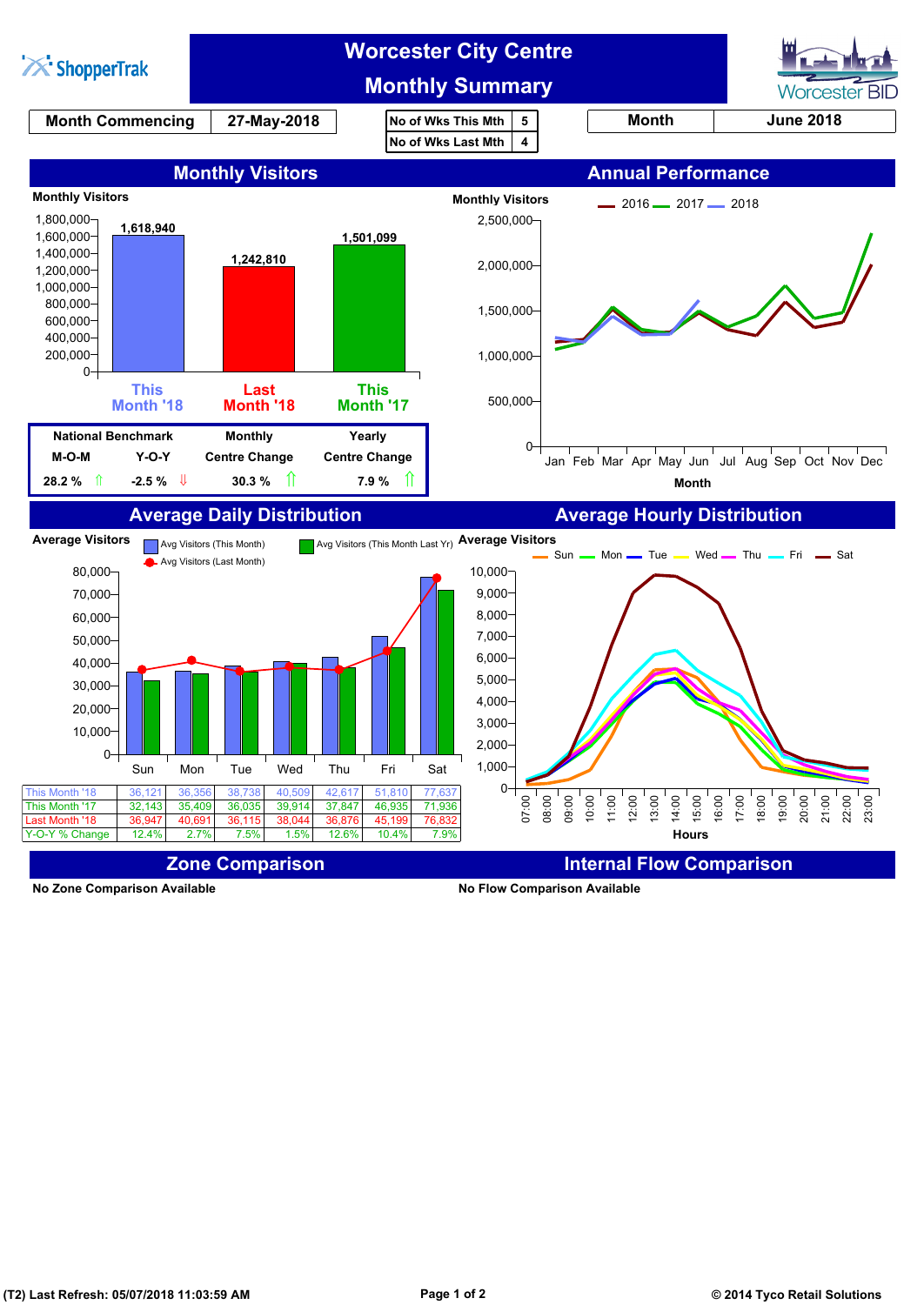# Worcester City Centre Monthly Summary

ShopperTrak | Worcester BID

| Month Commencing | 27-May-2018 |
|---|---|

| No of Wks This Mth | 5 |
|---|---|
| No of Wks Last Mth | 4 |

| Month | June 2018 |
|---|---|

## Monthly Visitors

Monthly Visitors

| | Visitors |
|---|---|
| This Month '18 | 1,618,940 |
| Last Month '18 | 1,242,810 |
| This Month '17 | 1,501,099 |

| National Benchmark | | Monthly | Yearly |
|---|---|---|---|
| M-O-M | Y-O-Y | Centre Change | Centre Change |
| 28.2 % ⇑ | -2.5 % ⇓ | 30.3 % ⇑ | 7.9 % ⇑ |

## Annual Performance

Monthly Visitors (2016, 2017, 2018) by Month (Jan–Dec)

## Average Daily Distribution

Average Visitors — Avg Visitors (This Month), Avg Visitors (This Month Last Yr), Avg Visitors (Last Month)

| | Sun | Mon | Tue | Wed | Thu | Fri | Sat |
|---|---|---|---|---|---|---|---|
| This Month '18 | 36,121 | 36,356 | 38,738 | 40,509 | 42,617 | 51,810 | 77,637 |
| This Month '17 | 32,143 | 35,409 | 36,035 | 39,914 | 37,847 | 46,935 | 71,936 |
| Last Month '18 | 36,947 | 40,691 | 36,115 | 38,044 | 36,876 | 45,199 | 76,832 |
| Y-O-Y % Change | 12.4% | 2.7% | 7.5% | 1.5% | 12.6% | 10.4% | 7.9% |

## Average Hourly Distribution

Average Visitors (Sun, Mon, Tue, Wed, Thu, Fri, Sat) by Hours (07:00–23:00)

## Zone Comparison

No Zone Comparison Available

## Internal Flow Comparison

No Flow Comparison Available

(T2) Last Refresh: 05/07/2018 11:03:59 AM

© 2014 Tyco Retail Solutions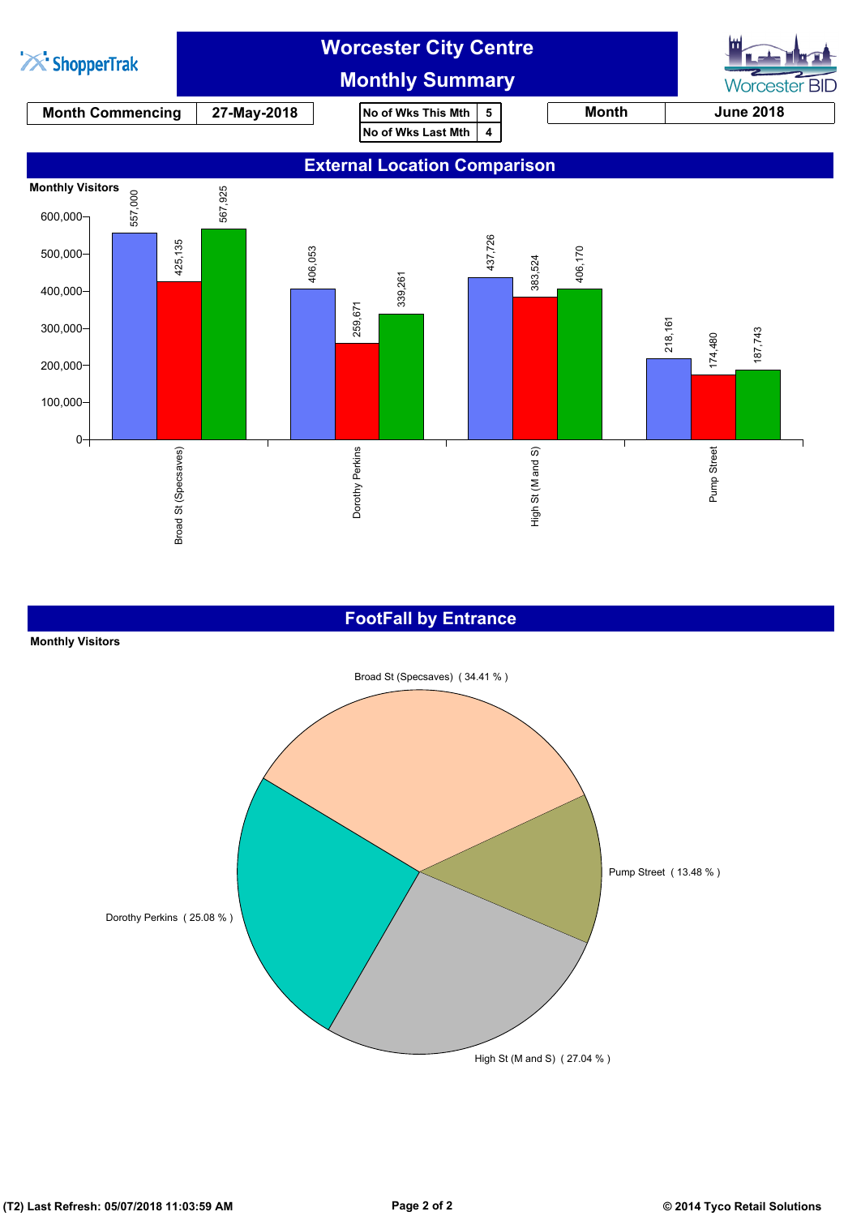ShopperTrak

# Worcester City Centre
# Monthly Summary

Worcester BID

| Month Commencing | 27-May-2018 |
| --- | --- |

| No of Wks This Mth | 5 |
| --- | --- |
| No of Wks Last Mth | 4 |

| Month | June 2018 |
| --- | --- |

## External Location Comparison

Monthly Visitors

| Location | | | |
| --- | --- | --- | --- |
| Broad St (Specsaves) | 557,000 | 425,135 | 567,925 |
| Dorothy Perkins | 406,053 | 259,671 | 339,261 |
| High St (M and S) | 437,726 | 383,524 | 406,170 |
| Pump Street | 218,161 | 174,480 | 187,743 |

## FootFall by Entrance

Monthly Visitors

| Entrance | Share |
| --- | --- |
| Broad St (Specsaves) | 34.41 % |
| Pump Street | 13.48 % |
| High St (M and S) | 27.04 % |
| Dorothy Perkins | 25.08 % |

(T2) Last Refresh: 05/07/2018 11:03:59 AM

© 2014 Tyco Retail Solutions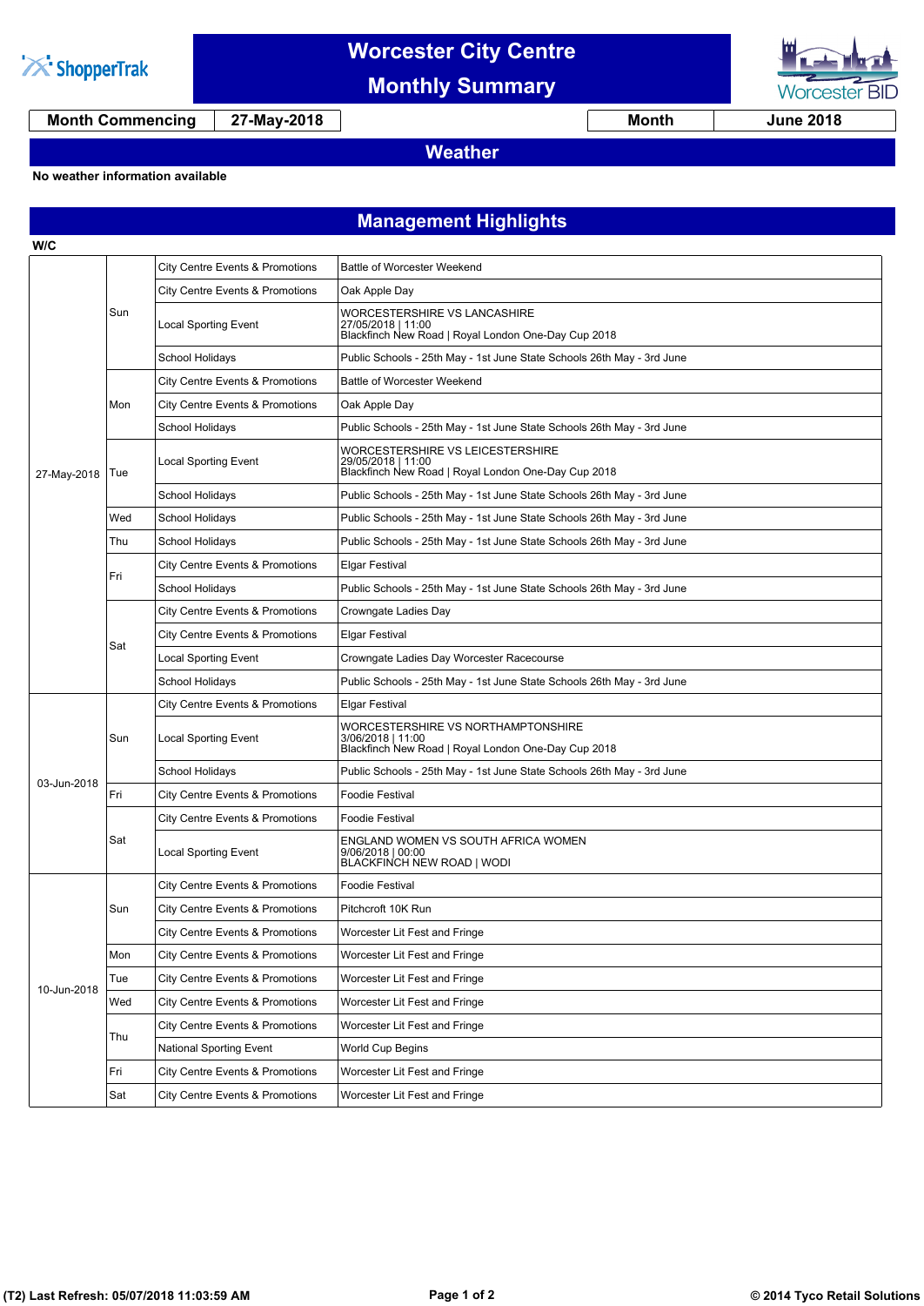# Worcester City Centre Monthly Summary

| Month Commencing | 27-May-2018 | Month | June 2018 |
|---|---|---|---|

## Weather

**No weather information available**

## Management Highlights

| W/C | | | |
|---|---|---|---|
| 27-May-2018 | Sun | City Centre Events & Promotions | Battle of Worcester Weekend |
| | | City Centre Events & Promotions | Oak Apple Day |
| | | Local Sporting Event | WORCESTERSHIRE VS LANCASHIRE 27/05/2018 \| 11:00 Blackfinch New Road \| Royal London One-Day Cup 2018 |
| | | School Holidays | Public Schools - 25th May - 1st June State Schools 26th May - 3rd June |
| | Mon | City Centre Events & Promotions | Battle of Worcester Weekend |
| | | City Centre Events & Promotions | Oak Apple Day |
| | | School Holidays | Public Schools - 25th May - 1st June State Schools 26th May - 3rd June |
| | Tue | Local Sporting Event | WORCESTERSHIRE VS LEICESTERSHIRE 29/05/2018 \| 11:00 Blackfinch New Road \| Royal London One-Day Cup 2018 |
| | | School Holidays | Public Schools - 25th May - 1st June State Schools 26th May - 3rd June |
| | Wed | School Holidays | Public Schools - 25th May - 1st June State Schools 26th May - 3rd June |
| | Thu | School Holidays | Public Schools - 25th May - 1st June State Schools 26th May - 3rd June |
| | Fri | City Centre Events & Promotions | Elgar Festival |
| | | School Holidays | Public Schools - 25th May - 1st June State Schools 26th May - 3rd June |
| | Sat | City Centre Events & Promotions | Crowngate Ladies Day |
| | | City Centre Events & Promotions | Elgar Festival |
| | | Local Sporting Event | Crowngate Ladies Day Worcester Racecourse |
| | | School Holidays | Public Schools - 25th May - 1st June State Schools 26th May - 3rd June |
| 03-Jun-2018 | Sun | City Centre Events & Promotions | Elgar Festival |
| | | Local Sporting Event | WORCESTERSHIRE VS NORTHAMPTONSHIRE 3/06/2018 \| 11:00 Blackfinch New Road \| Royal London One-Day Cup 2018 |
| | | School Holidays | Public Schools - 25th May - 1st June State Schools 26th May - 3rd June |
| | Fri | City Centre Events & Promotions | Foodie Festival |
| | Sat | City Centre Events & Promotions | Foodie Festival |
| | | Local Sporting Event | ENGLAND WOMEN VS SOUTH AFRICA WOMEN 9/06/2018 \| 00:00 BLACKFINCH NEW ROAD \| WODI |
| 10-Jun-2018 | Sun | City Centre Events & Promotions | Foodie Festival |
| | | City Centre Events & Promotions | Pitchcroft 10K Run |
| | | City Centre Events & Promotions | Worcester Lit Fest and Fringe |
| | Mon | City Centre Events & Promotions | Worcester Lit Fest and Fringe |
| | Tue | City Centre Events & Promotions | Worcester Lit Fest and Fringe |
| | Wed | City Centre Events & Promotions | Worcester Lit Fest and Fringe |
| | Thu | City Centre Events & Promotions | Worcester Lit Fest and Fringe |
| | | National Sporting Event | World Cup Begins |
| | Fri | City Centre Events & Promotions | Worcester Lit Fest and Fringe |
| | Sat | City Centre Events & Promotions | Worcester Lit Fest and Fringe |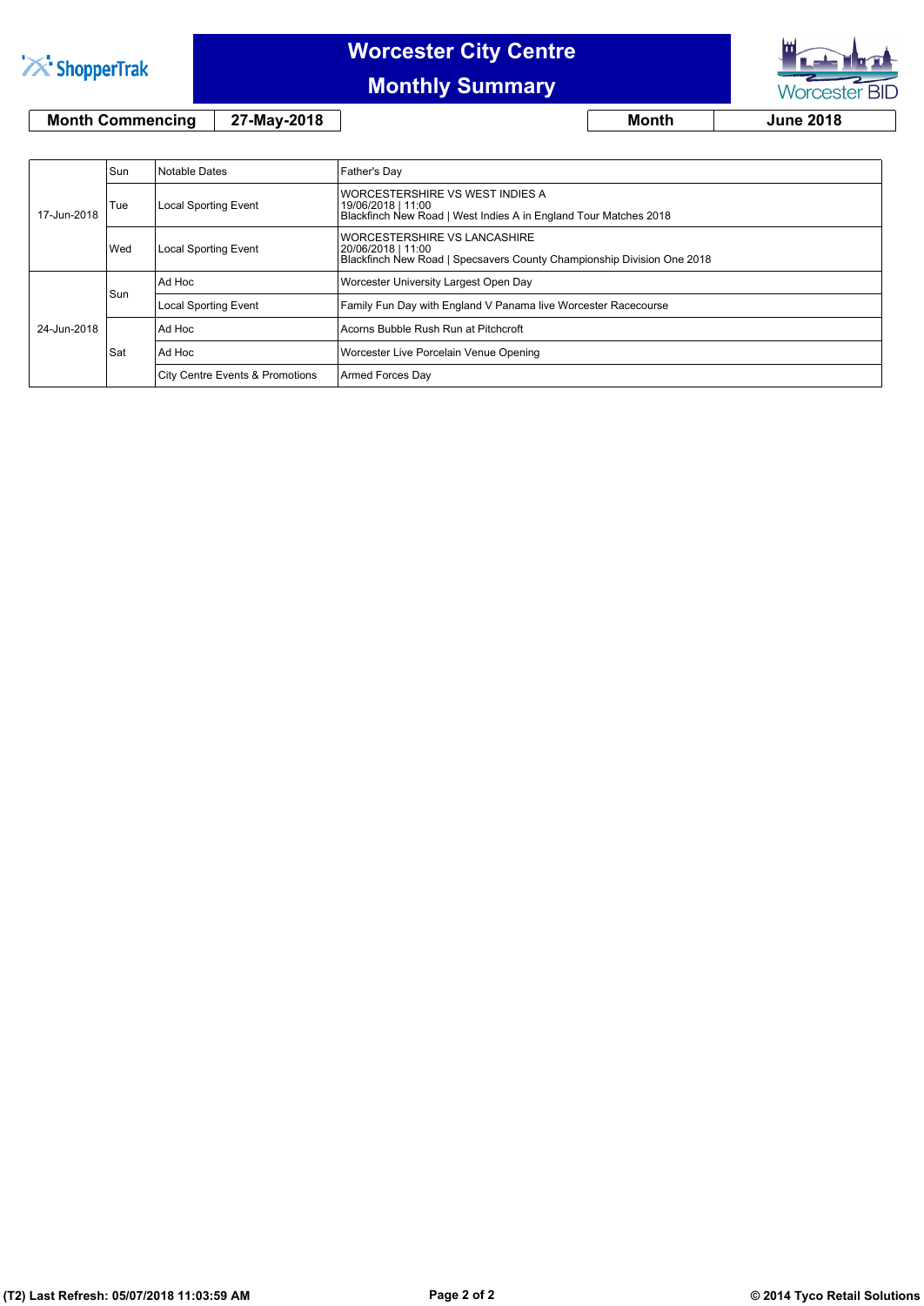# Worcester City Centre

## Monthly Summary

| Month Commencing | 27-May-2018 | Month | June 2018 |
|---|---|---|---|

| | | | |
|---|---|---|---|
| 17-Jun-2018 | Sun | Notable Dates | Father's Day |
| | Tue | Local Sporting Event | WORCESTERSHIRE VS WEST INDIES A<br>19/06/2018 \| 11:00<br>Blackfinch New Road \| West Indies A in England Tour Matches 2018 |
| | Wed | Local Sporting Event | WORCESTERSHIRE VS LANCASHIRE<br>20/06/2018 \| 11:00<br>Blackfinch New Road \| Specsavers County Championship Division One 2018 |
| 24-Jun-2018 | Sun | Ad Hoc | Worcester University Largest Open Day |
| | | Local Sporting Event | Family Fun Day with England V Panama live Worcester Racecourse |
| | Sat | Ad Hoc | Acorns Bubble Rush Run at Pitchcroft |
| | | Ad Hoc | Worcester Live Porcelain Venue Opening |
| | | City Centre Events & Promotions | Armed Forces Day |

(T2) Last Refresh: 05/07/2018 11:03:59 AM

© 2014 Tyco Retail Solutions